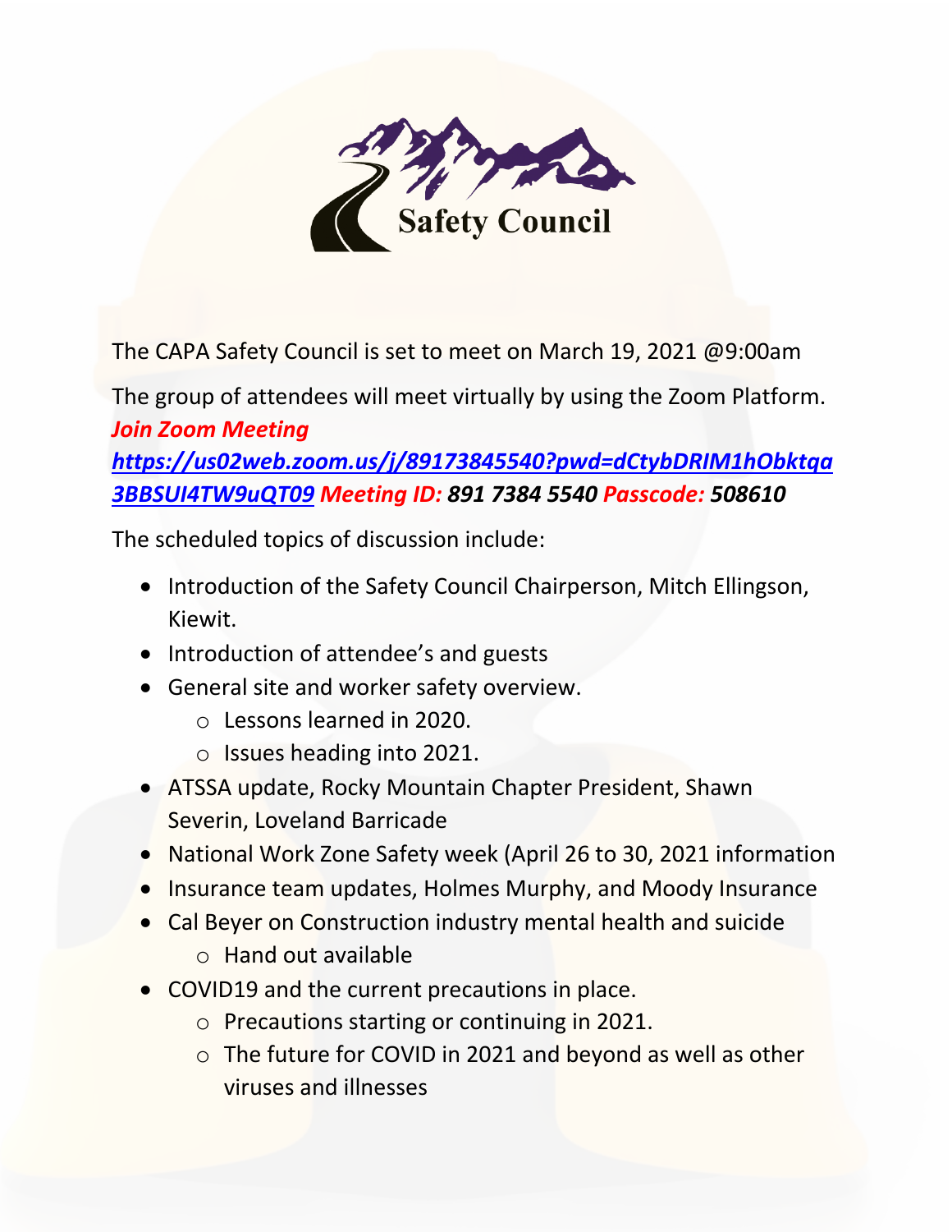# Safety Council

The CAPA Safety Council is set to meet on March 19, 2021 @9:00am

The group of attendees will meet virtually by using the Zoom Platform.
***Join Zoom Meeting***
***https://us02web.zoom.us/j/89173845540?pwd=dCtybDRlM1hObktqa3BBSUI4TW9uQT09*** ***Meeting ID: 891 7384 5540*** ***Passcode: 508610***

The scheduled topics of discussion include:

- Introduction of the Safety Council Chairperson, Mitch Ellingson, Kiewit.
- Introduction of attendee's and guests
- General site and worker safety overview.
  - Lessons learned in 2020.
  - Issues heading into 2021.
- ATSSA update, Rocky Mountain Chapter President, Shawn Severin, Loveland Barricade
- National Work Zone Safety week (April 26 to 30, 2021 information
- Insurance team updates, Holmes Murphy, and Moody Insurance
- Cal Beyer on Construction industry mental health and suicide
  - Hand out available
- COVID19 and the current precautions in place.
  - Precautions starting or continuing in 2021.
  - The future for COVID in 2021 and beyond as well as other viruses and illnesses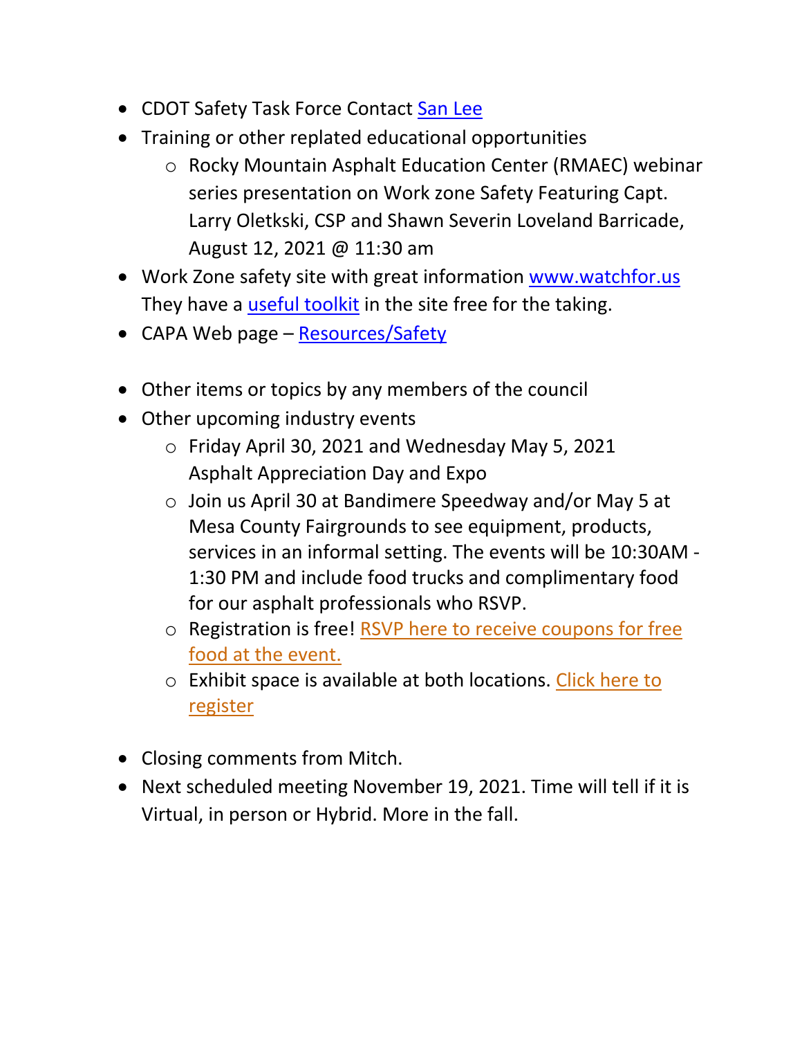- CDOT Safety Task Force Contact San Lee
- Training or other replated educational opportunities
  - Rocky Mountain Asphalt Education Center (RMAEC) webinar series presentation on Work zone Safety Featuring Capt. Larry Oletkski, CSP and Shawn Severin Loveland Barricade, August 12, 2021 @ 11:30 am
- Work Zone safety site with great information www.watchfor.us They have a useful toolkit in the site free for the taking.
- CAPA Web page – Resources/Safety

- Other items or topics by any members of the council
- Other upcoming industry events
  - Friday April 30, 2021 and Wednesday May 5, 2021 Asphalt Appreciation Day and Expo
  - Join us April 30 at Bandimere Speedway and/or May 5 at Mesa County Fairgrounds to see equipment, products, services in an informal setting. The events will be 10:30AM - 1:30 PM and include food trucks and complimentary food for our asphalt professionals who RSVP.
  - Registration is free! RSVP here to receive coupons for free food at the event.
  - Exhibit space is available at both locations. Click here to register

- Closing comments from Mitch.
- Next scheduled meeting November 19, 2021. Time will tell if it is Virtual, in person or Hybrid. More in the fall.